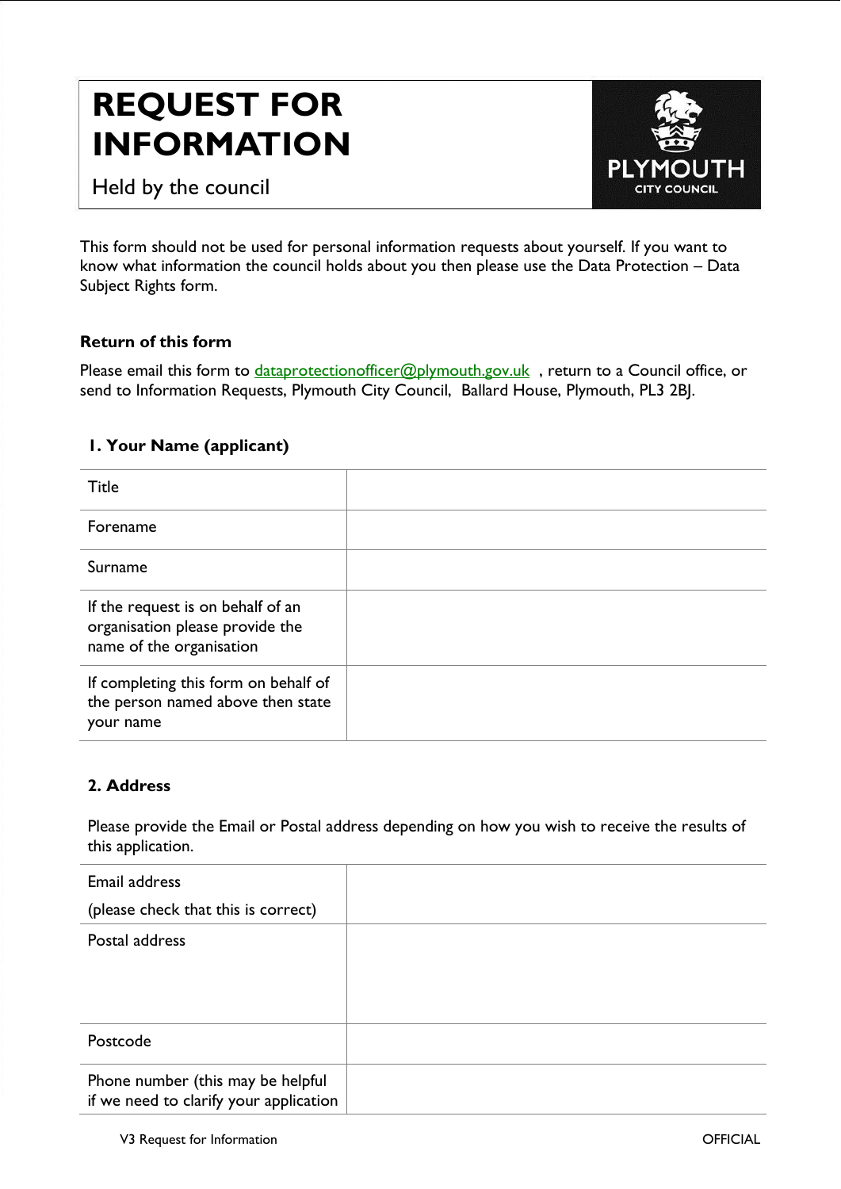# REQUEST FOR INFORMATION

Held by the council

This form should not be used for personal information requests about yourself. If you want to know what information the council holds about you then please use the Data Protection – Data Subject Rights form.

### Return of this form

Please email this form to dataprotectionofficer@plymouth.gov.uk , return to a Council office, or send to Information Requests, Plymouth City Council, Ballard House, Plymouth, PL3 2BJ.

### 1. Your Name (applicant)

| | |
|---|---|
| Title | |
| Forename | |
| Surname | |
| If the request is on behalf of an organisation please provide the name of the organisation | |
| If completing this form on behalf of the person named above then state your name | |

### 2. Address

Please provide the Email or Postal address depending on how you wish to receive the results of this application.

| | |
|---|---|
| Email address (please check that this is correct) | |
| Postal address | |
| Postcode | |
| Phone number (this may be helpful if we need to clarify your application | |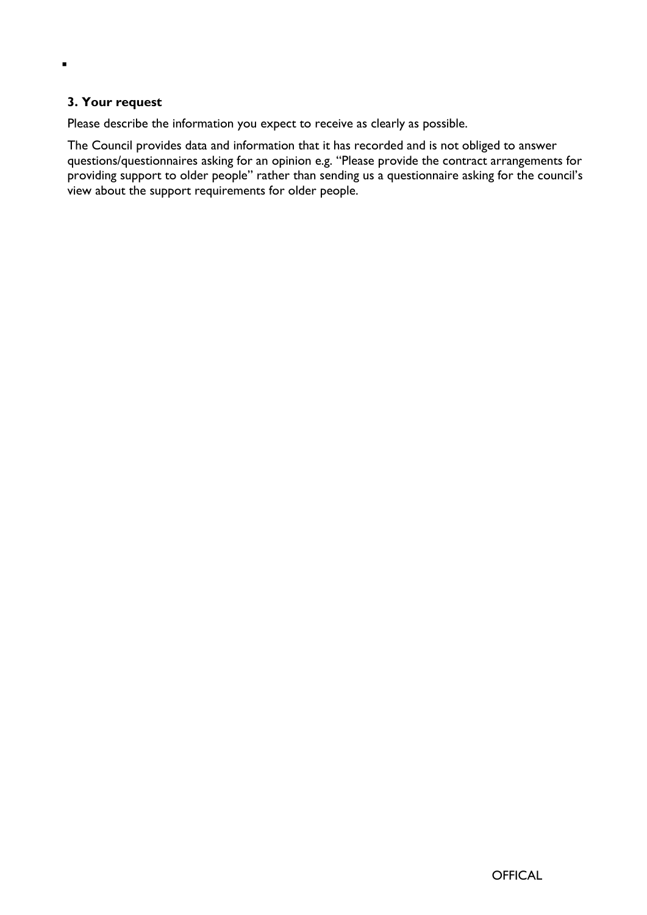▪

### 3. Your request

Please describe the information you expect to receive as clearly as possible.

The Council provides data and information that it has recorded and is not obliged to answer questions/questionnaires asking for an opinion e.g. "Please provide the contract arrangements for providing support to older people" rather than sending us a questionnaire asking for the council's view about the support requirements for older people.

OFFICAL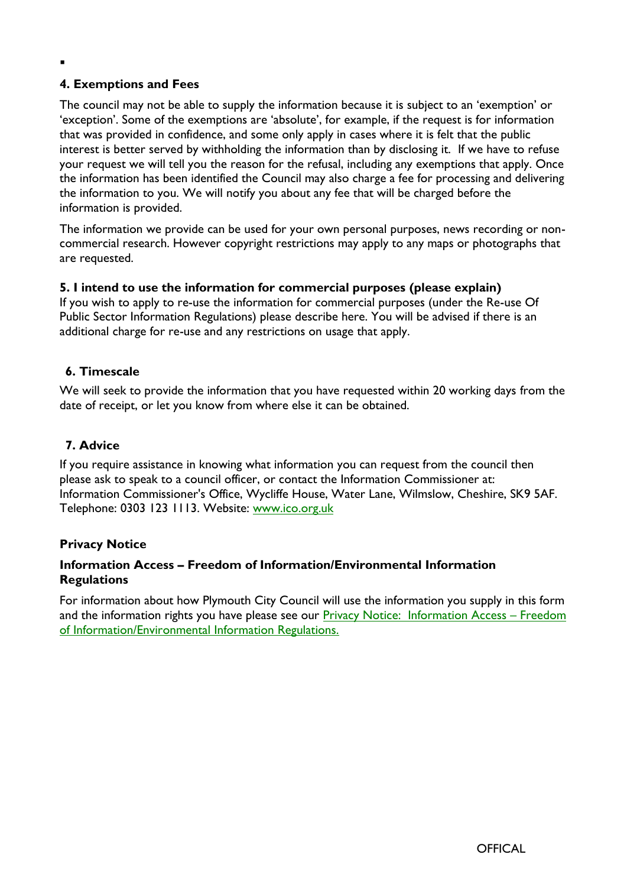▪

**4. Exemptions and Fees**

The council may not be able to supply the information because it is subject to an 'exemption' or 'exception'. Some of the exemptions are 'absolute', for example, if the request is for information that was provided in confidence, and some only apply in cases where it is felt that the public interest is better served by withholding the information than by disclosing it. If we have to refuse your request we will tell you the reason for the refusal, including any exemptions that apply. Once the information has been identified the Council may also charge a fee for processing and delivering the information to you. We will notify you about any fee that will be charged before the information is provided.

The information we provide can be used for your own personal purposes, news recording or non-commercial research. However copyright restrictions may apply to any maps or photographs that are requested.

**5. I intend to use the information for commercial purposes (please explain)**

If you wish to apply to re-use the information for commercial purposes (under the Re-use Of Public Sector Information Regulations) please describe here. You will be advised if there is an additional charge for re-use and any restrictions on usage that apply.

**6. Timescale**

We will seek to provide the information that you have requested within 20 working days from the date of receipt, or let you know from where else it can be obtained.

**7. Advice**

If you require assistance in knowing what information you can request from the council then please ask to speak to a council officer, or contact the Information Commissioner at: Information Commissioner's Office, Wycliffe House, Water Lane, Wilmslow, Cheshire, SK9 5AF. Telephone: 0303 123 1113. Website: [www.ico.org.uk](www.ico.org.uk)

**Privacy Notice**

**Information Access – Freedom of Information/Environmental Information Regulations**

For information about how Plymouth City Council will use the information you supply in this form and the information rights you have please see our [Privacy Notice: Information Access – Freedom of Information/Environmental Information Regulations.]()

OFFICAL